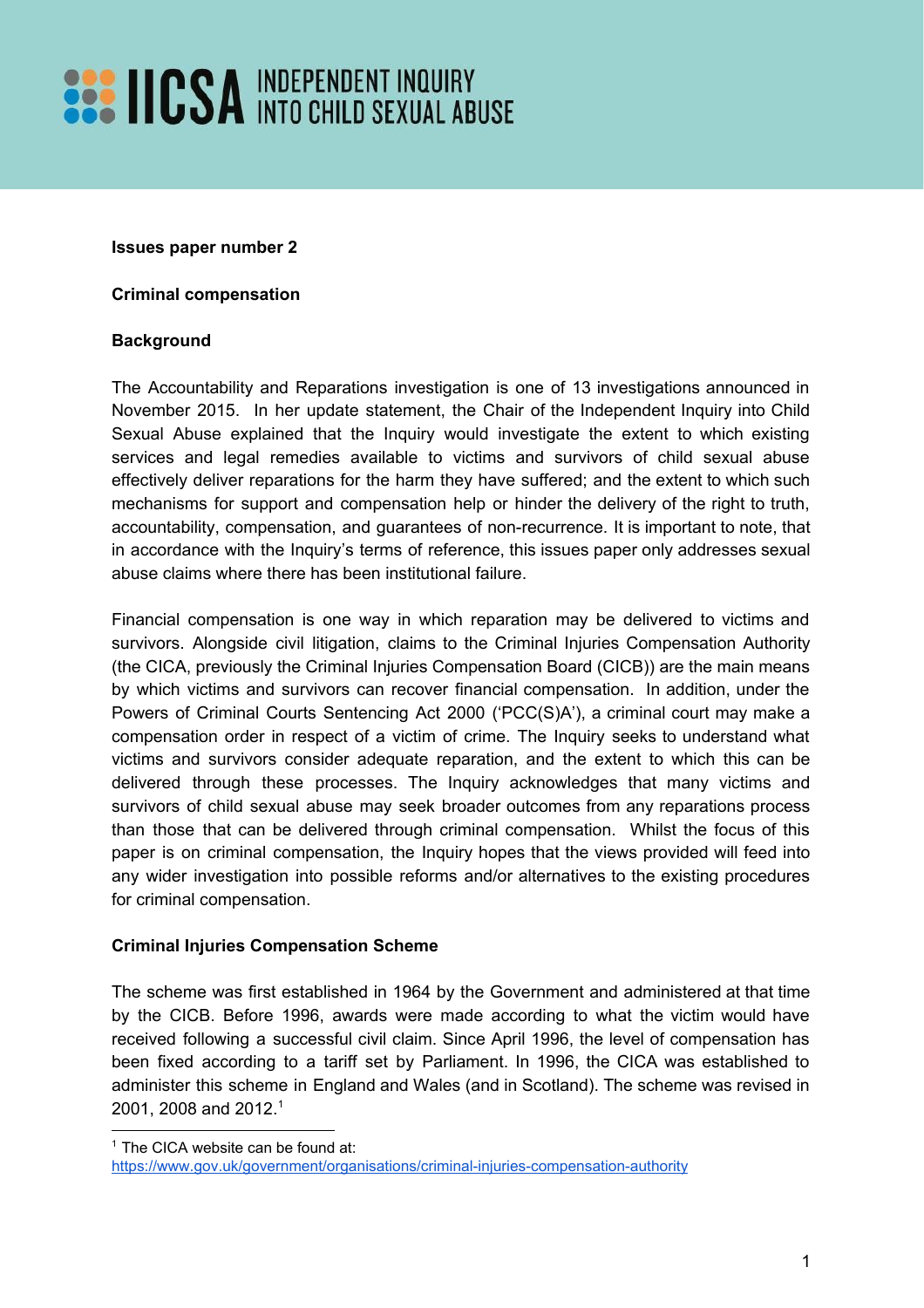**IICSA INDEPENDENT INQUIRY INTO CHILD SEXUAL ABUSE**

**Issues paper number 2**

**Criminal compensation**

**Background**

The Accountability and Reparations investigation is one of 13 investigations announced in November 2015. In her update statement, the Chair of the Independent Inquiry into Child Sexual Abuse explained that the Inquiry would investigate the extent to which existing services and legal remedies available to victims and survivors of child sexual abuse effectively deliver reparations for the harm they have suffered; and the extent to which such mechanisms for support and compensation help or hinder the delivery of the right to truth, accountability, compensation, and guarantees of non-recurrence. It is important to note, that in accordance with the Inquiry's terms of reference, this issues paper only addresses sexual abuse claims where there has been institutional failure.

Financial compensation is one way in which reparation may be delivered to victims and survivors. Alongside civil litigation, claims to the Criminal Injuries Compensation Authority (the CICA, previously the Criminal Injuries Compensation Board (CICB)) are the main means by which victims and survivors can recover financial compensation. In addition, under the Powers of Criminal Courts Sentencing Act 2000 ('PCC(S)A'), a criminal court may make a compensation order in respect of a victim of crime. The Inquiry seeks to understand what victims and survivors consider adequate reparation, and the extent to which this can be delivered through these processes. The Inquiry acknowledges that many victims and survivors of child sexual abuse may seek broader outcomes from any reparations process than those that can be delivered through criminal compensation. Whilst the focus of this paper is on criminal compensation, the Inquiry hopes that the views provided will feed into any wider investigation into possible reforms and/or alternatives to the existing procedures for criminal compensation.

**Criminal Injuries Compensation Scheme**

The scheme was first established in 1964 by the Government and administered at that time by the CICB. Before 1996, awards were made according to what the victim would have received following a successful civil claim. Since April 1996, the level of compensation has been fixed according to a tariff set by Parliament. In 1996, the CICA was established to administer this scheme in England and Wales (and in Scotland). The scheme was revised in 2001, 2008 and 2012.[1]

---

[1] The CICA website can be found at: https://www.gov.uk/government/organisations/criminal-injuries-compensation-authority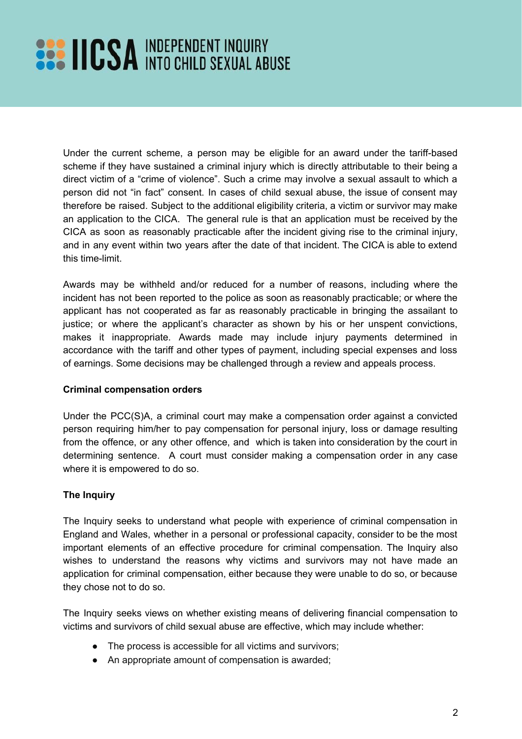Under the current scheme, a person may be eligible for an award under the tariff-based scheme if they have sustained a criminal injury which is directly attributable to their being a direct victim of a "crime of violence". Such a crime may involve a sexual assault to which a person did not "in fact" consent. In cases of child sexual abuse, the issue of consent may therefore be raised. Subject to the additional eligibility criteria, a victim or survivor may make an application to the CICA. The general rule is that an application must be received by the CICA as soon as reasonably practicable after the incident giving rise to the criminal injury, and in any event within two years after the date of that incident. The CICA is able to extend this time-limit.

Awards may be withheld and/or reduced for a number of reasons, including where the incident has not been reported to the police as soon as reasonably practicable; or where the applicant has not cooperated as far as reasonably practicable in bringing the assailant to justice; or where the applicant's character as shown by his or her unspent convictions, makes it inappropriate. Awards made may include injury payments determined in accordance with the tariff and other types of payment, including special expenses and loss of earnings. Some decisions may be challenged through a review and appeals process.

**Criminal compensation orders**

Under the PCC(S)A, a criminal court may make a compensation order against a convicted person requiring him/her to pay compensation for personal injury, loss or damage resulting from the offence, or any other offence, and which is taken into consideration by the court in determining sentence. A court must consider making a compensation order in any case where it is empowered to do so.

**The Inquiry**

The Inquiry seeks to understand what people with experience of criminal compensation in England and Wales, whether in a personal or professional capacity, consider to be the most important elements of an effective procedure for criminal compensation. The Inquiry also wishes to understand the reasons why victims and survivors may not have made an application for criminal compensation, either because they were unable to do so, or because they chose not to do so.

The Inquiry seeks views on whether existing means of delivering financial compensation to victims and survivors of child sexual abuse are effective, which may include whether:

- The process is accessible for all victims and survivors;
- An appropriate amount of compensation is awarded;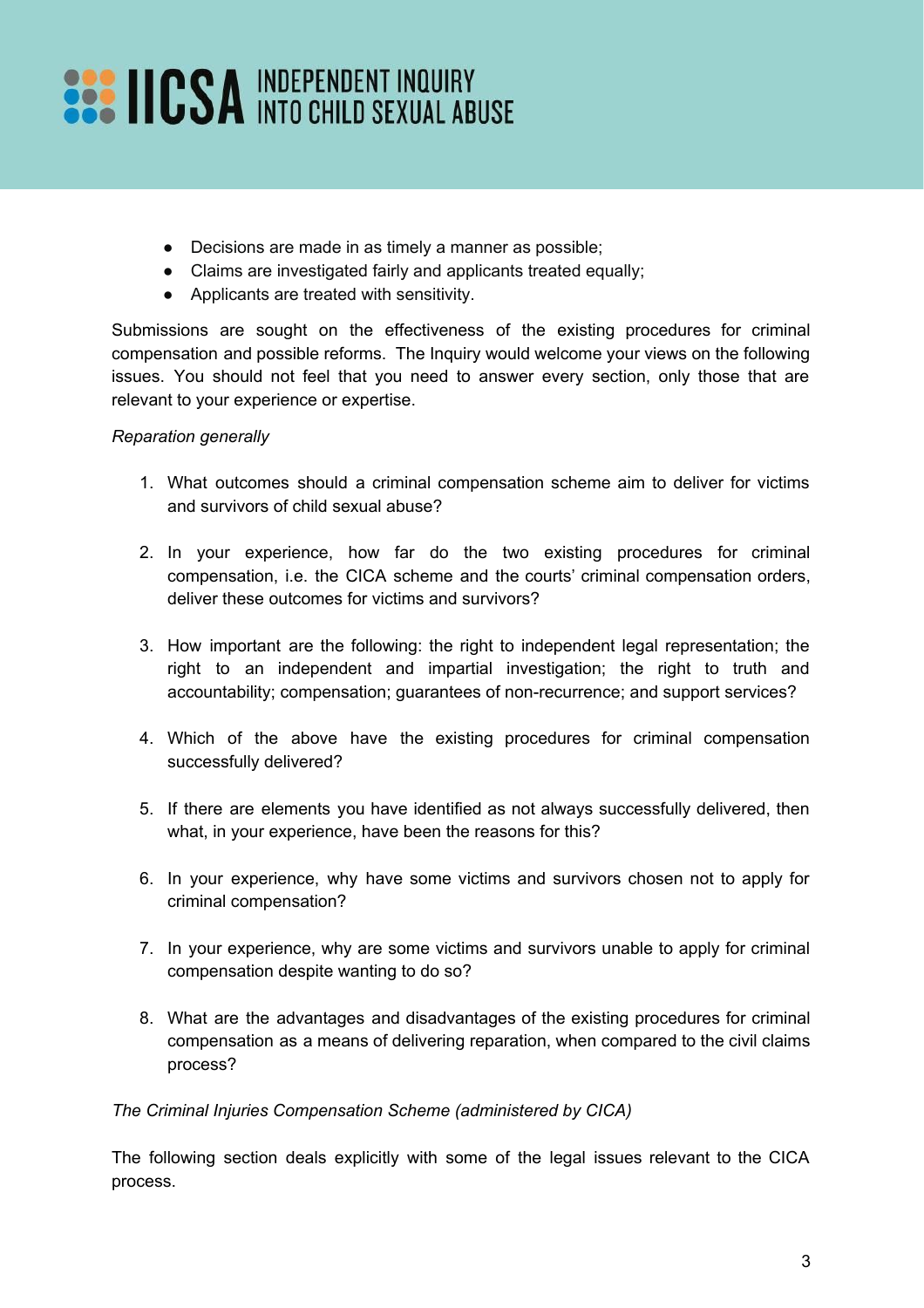- Decisions are made in as timely a manner as possible;
- Claims are investigated fairly and applicants treated equally;
- Applicants are treated with sensitivity.

Submissions are sought on the effectiveness of the existing procedures for criminal compensation and possible reforms. The Inquiry would welcome your views on the following issues. You should not feel that you need to answer every section, only those that are relevant to your experience or expertise.

*Reparation generally*

1. What outcomes should a criminal compensation scheme aim to deliver for victims and survivors of child sexual abuse?

2. In your experience, how far do the two existing procedures for criminal compensation, i.e. the CICA scheme and the courts' criminal compensation orders, deliver these outcomes for victims and survivors?

3. How important are the following: the right to independent legal representation; the right to an independent and impartial investigation; the right to truth and accountability; compensation; guarantees of non-recurrence; and support services?

4. Which of the above have the existing procedures for criminal compensation successfully delivered?

5. If there are elements you have identified as not always successfully delivered, then what, in your experience, have been the reasons for this?

6. In your experience, why have some victims and survivors chosen not to apply for criminal compensation?

7. In your experience, why are some victims and survivors unable to apply for criminal compensation despite wanting to do so?

8. What are the advantages and disadvantages of the existing procedures for criminal compensation as a means of delivering reparation, when compared to the civil claims process?

*The Criminal Injuries Compensation Scheme (administered by CICA)*

The following section deals explicitly with some of the legal issues relevant to the CICA process.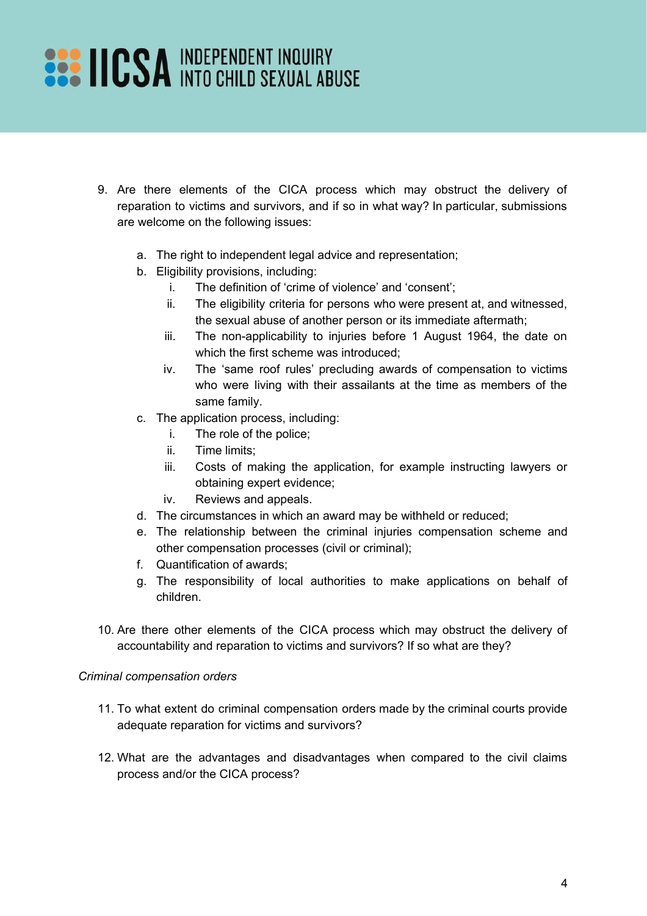9. Are there elements of the CICA process which may obstruct the delivery of reparation to victims and survivors, and if so in what way? In particular, submissions are welcome on the following issues:

    a. The right to independent legal advice and representation;
    b. Eligibility provisions, including:
        i. The definition of 'crime of violence' and 'consent';
        ii. The eligibility criteria for persons who were present at, and witnessed, the sexual abuse of another person or its immediate aftermath;
        iii. The non-applicability to injuries before 1 August 1964, the date on which the first scheme was introduced;
        iv. The 'same roof rules' precluding awards of compensation to victims who were living with their assailants at the time as members of the same family.
    c. The application process, including:
        i. The role of the police;
        ii. Time limits;
        iii. Costs of making the application, for example instructing lawyers or obtaining expert evidence;
        iv. Reviews and appeals.
    d. The circumstances in which an award may be withheld or reduced;
    e. The relationship between the criminal injuries compensation scheme and other compensation processes (civil or criminal);
    f. Quantification of awards;
    g. The responsibility of local authorities to make applications on behalf of children.

10. Are there other elements of the CICA process which may obstruct the delivery of accountability and reparation to victims and survivors? If so what are they?

*Criminal compensation orders*

11. To what extent do criminal compensation orders made by the criminal courts provide adequate reparation for victims and survivors?

12. What are the advantages and disadvantages when compared to the civil claims process and/or the CICA process?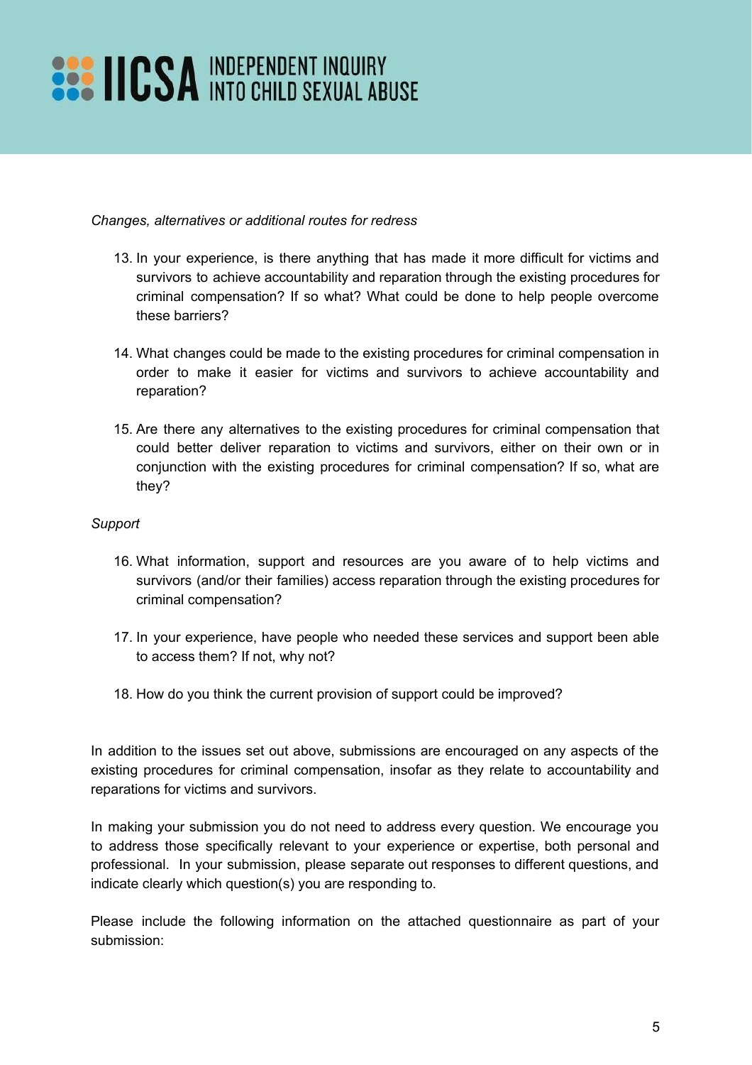*Changes, alternatives or additional routes for redress*

13. In your experience, is there anything that has made it more difficult for victims and survivors to achieve accountability and reparation through the existing procedures for criminal compensation? If so what? What could be done to help people overcome these barriers?

14. What changes could be made to the existing procedures for criminal compensation in order to make it easier for victims and survivors to achieve accountability and reparation?

15. Are there any alternatives to the existing procedures for criminal compensation that could better deliver reparation to victims and survivors, either on their own or in conjunction with the existing procedures for criminal compensation? If so, what are they?

*Support*

16. What information, support and resources are you aware of to help victims and survivors (and/or their families) access reparation through the existing procedures for criminal compensation?

17. In your experience, have people who needed these services and support been able to access them? If not, why not?

18. How do you think the current provision of support could be improved?

In addition to the issues set out above, submissions are encouraged on any aspects of the existing procedures for criminal compensation, insofar as they relate to accountability and reparations for victims and survivors.

In making your submission you do not need to address every question. We encourage you to address those specifically relevant to your experience or expertise, both personal and professional. In your submission, please separate out responses to different questions, and indicate clearly which question(s) you are responding to.

Please include the following information on the attached questionnaire as part of your submission: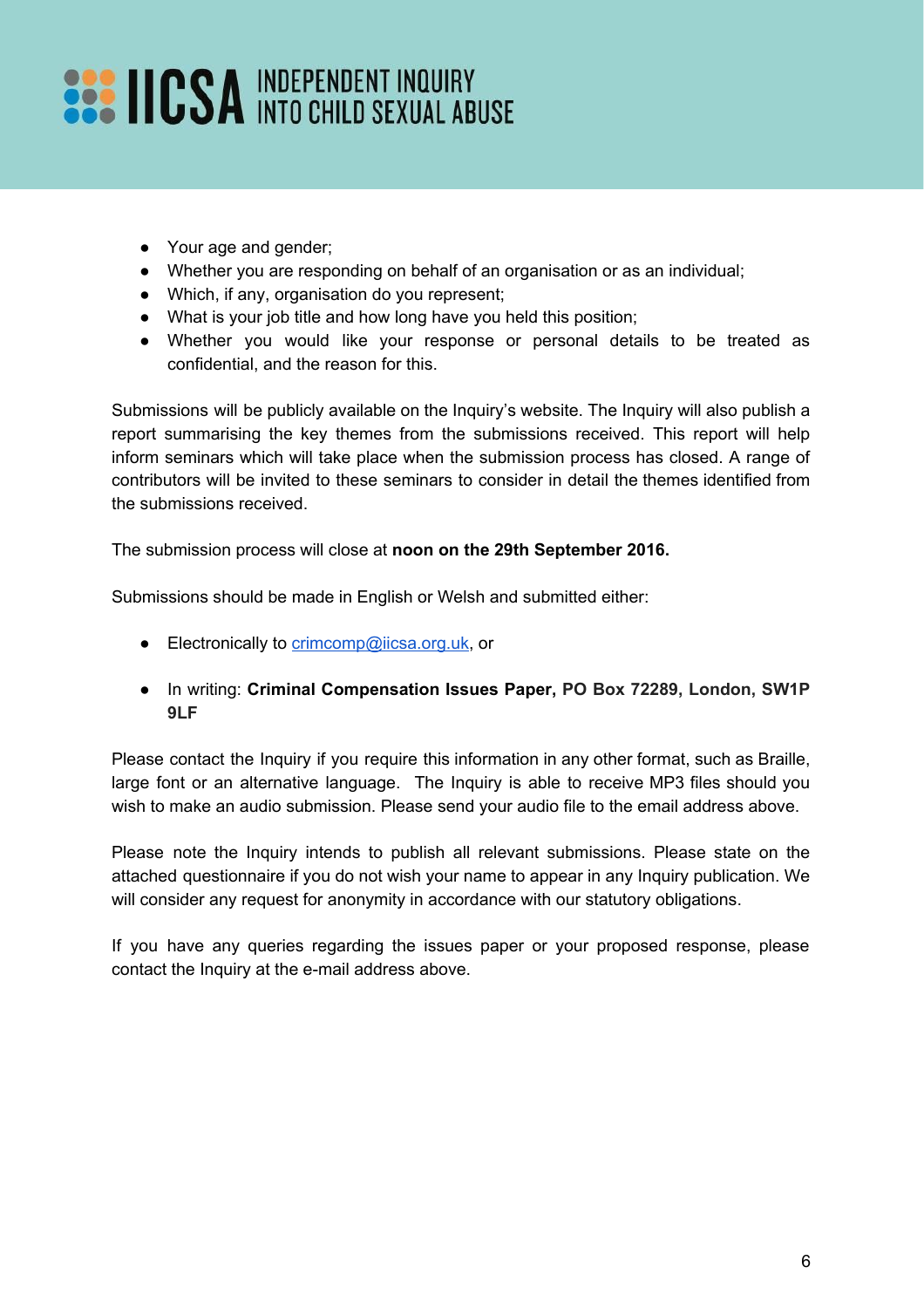- Your age and gender;
- Whether you are responding on behalf of an organisation or as an individual;
- Which, if any, organisation do you represent;
- What is your job title and how long have you held this position;
- Whether you would like your response or personal details to be treated as confidential, and the reason for this.

Submissions will be publicly available on the Inquiry's website. The Inquiry will also publish a report summarising the key themes from the submissions received. This report will help inform seminars which will take place when the submission process has closed. A range of contributors will be invited to these seminars to consider in detail the themes identified from the submissions received.

The submission process will close at **noon on the 29th September 2016.**

Submissions should be made in English or Welsh and submitted either:

- Electronically to crimcomp@iicsa.org.uk, or
- In writing: **Criminal Compensation Issues Paper, PO Box 72289, London, SW1P 9LF**

Please contact the Inquiry if you require this information in any other format, such as Braille, large font or an alternative language. The Inquiry is able to receive MP3 files should you wish to make an audio submission. Please send your audio file to the email address above.

Please note the Inquiry intends to publish all relevant submissions. Please state on the attached questionnaire if you do not wish your name to appear in any Inquiry publication. We will consider any request for anonymity in accordance with our statutory obligations.

If you have any queries regarding the issues paper or your proposed response, please contact the Inquiry at the e-mail address above.